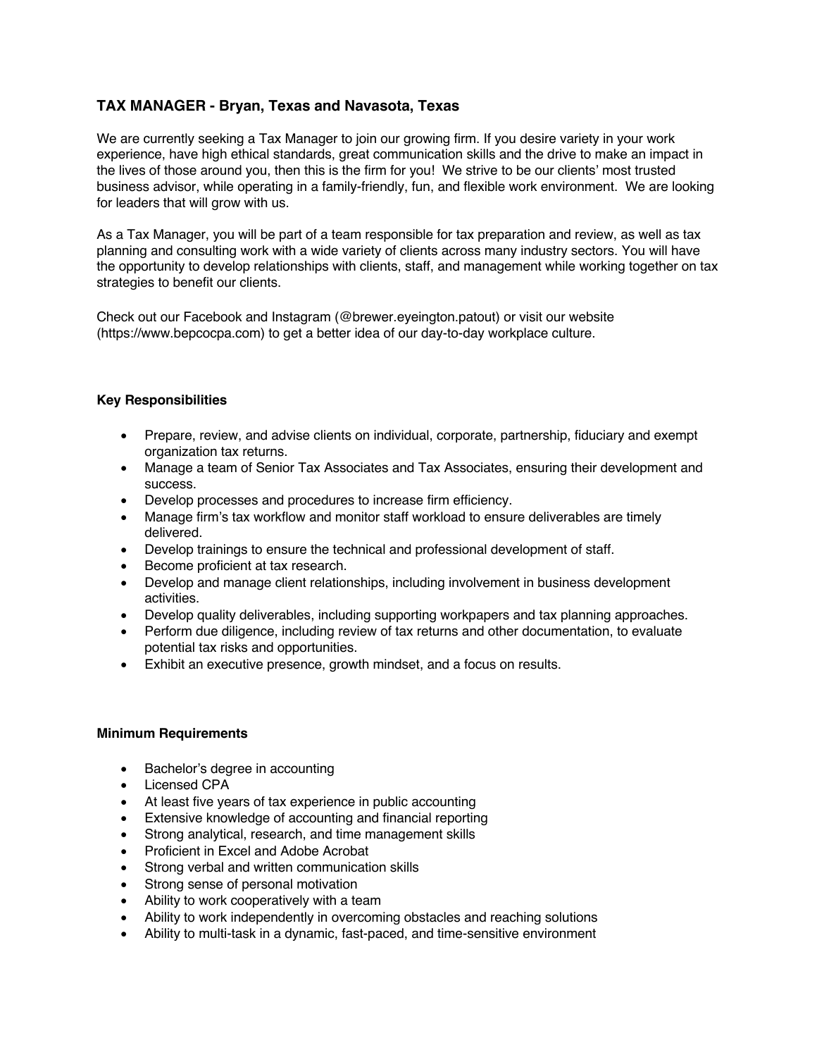## TAX MANAGER - Bryan, Texas and Navasota, Texas

We are currently seeking a Tax Manager to join our growing firm. If you desire variety in your work experience, have high ethical standards, great communication skills and the drive to make an impact in the lives of those around you, then this is the firm for you! We strive to be our clients' most trusted business advisor, while operating in a family-friendly, fun, and flexible work environment. We are looking for leaders that will grow with us.

As a Tax Manager, you will be part of a team responsible for tax preparation and review, as well as tax planning and consulting work with a wide variety of clients across many industry sectors. You will have the opportunity to develop relationships with clients, staff, and management while working together on tax strategies to benefit our clients.

Check out our Facebook and Instagram (@brewer.eyeington.patout) or visit our website (https://www.bepcocpa.com) to get a better idea of our day-to-day workplace culture.

### Key Responsibilities

- Prepare, review, and advise clients on individual, corporate, partnership, fiduciary and exempt organization tax returns.
- Manage a team of Senior Tax Associates and Tax Associates, ensuring their development and success.
- Develop processes and procedures to increase firm efficiency.
- Manage firm's tax workflow and monitor staff workload to ensure deliverables are timely delivered.
- Develop trainings to ensure the technical and professional development of staff.
- Become proficient at tax research.
- Develop and manage client relationships, including involvement in business development activities.
- Develop quality deliverables, including supporting workpapers and tax planning approaches.
- Perform due diligence, including review of tax returns and other documentation, to evaluate potential tax risks and opportunities.
- Exhibit an executive presence, growth mindset, and a focus on results.

### Minimum Requirements

- Bachelor's degree in accounting
- Licensed CPA
- At least five years of tax experience in public accounting
- Extensive knowledge of accounting and financial reporting
- Strong analytical, research, and time management skills
- Proficient in Excel and Adobe Acrobat
- Strong verbal and written communication skills
- Strong sense of personal motivation
- Ability to work cooperatively with a team
- Ability to work independently in overcoming obstacles and reaching solutions
- Ability to multi-task in a dynamic, fast-paced, and time-sensitive environment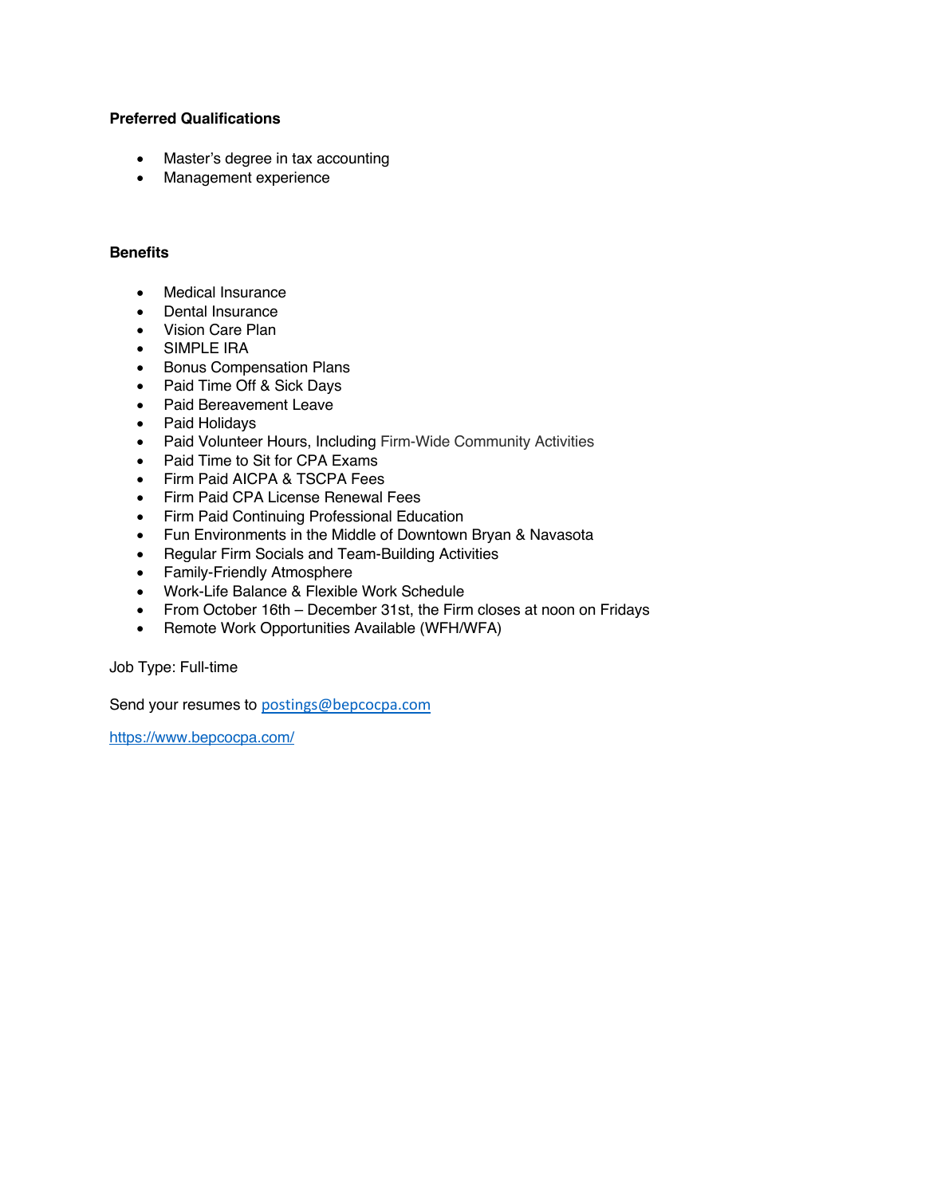**Preferred Qualifications**

- Master's degree in tax accounting
- Management experience

**Benefits**

- Medical Insurance
- Dental Insurance
- Vision Care Plan
- SIMPLE IRA
- Bonus Compensation Plans
- Paid Time Off & Sick Days
- Paid Bereavement Leave
- Paid Holidays
- Paid Volunteer Hours, Including Firm-Wide Community Activities
- Paid Time to Sit for CPA Exams
- Firm Paid AICPA & TSCPA Fees
- Firm Paid CPA License Renewal Fees
- Firm Paid Continuing Professional Education
- Fun Environments in the Middle of Downtown Bryan & Navasota
- Regular Firm Socials and Team-Building Activities
- Family-Friendly Atmosphere
- Work-Life Balance & Flexible Work Schedule
- From October 16th – December 31st, the Firm closes at noon on Fridays
- Remote Work Opportunities Available (WFH/WFA)

Job Type: Full-time

Send your resumes to [postings@bepcocpa.com](mailto:postings@bepcocpa.com)

[https://www.bepcocpa.com/](https://www.bepcocpa.com/)